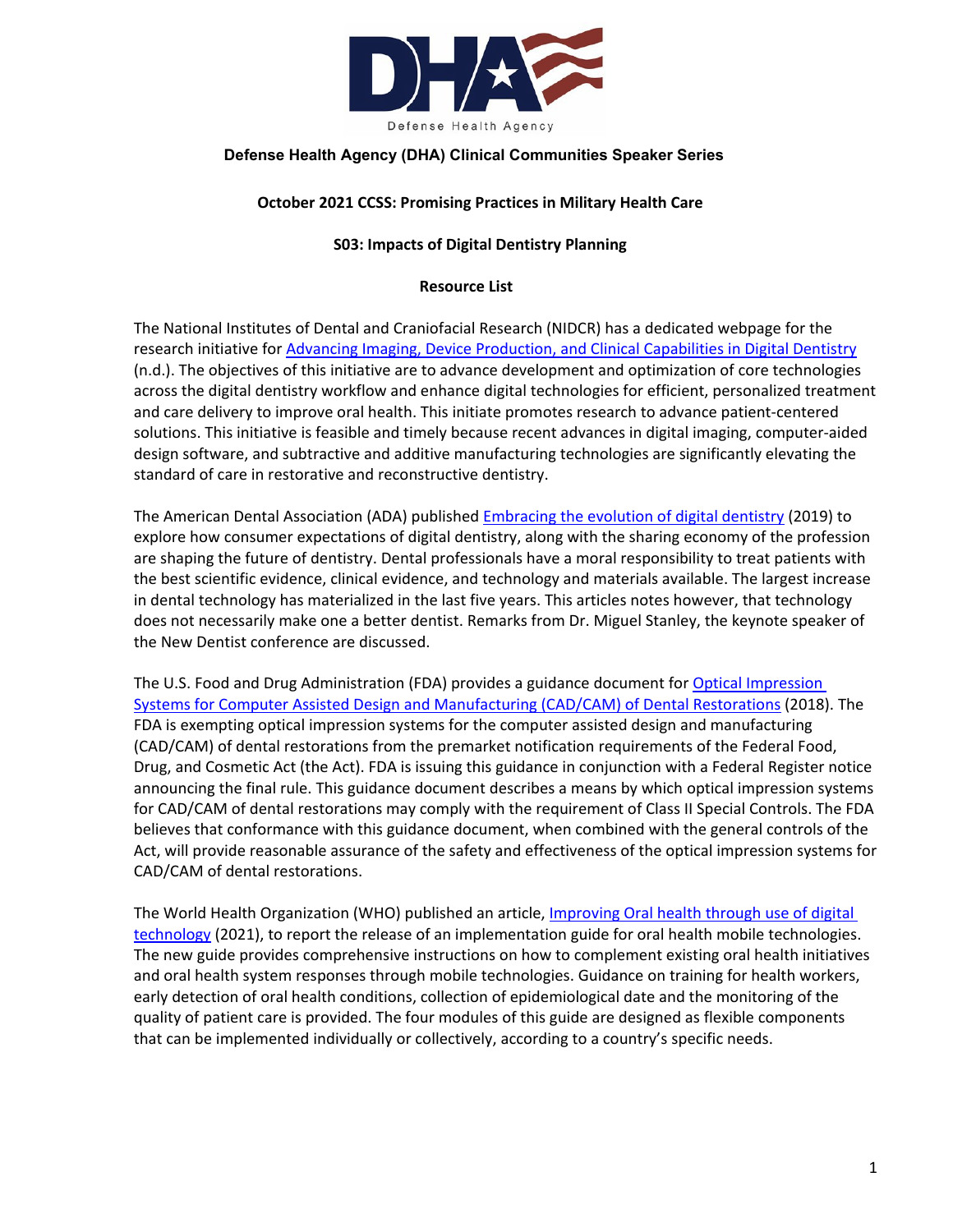Defense Health Agency

**Defense Health Agency (DHA) Clinical Communities Speaker Series**

**October 2021 CCSS: Promising Practices in Military Health Care**

**S03: Impacts of Digital Dentistry Planning**

**Resource List**

The National Institutes of Dental and Craniofacial Research (NIDCR) has a dedicated webpage for the research initiative for Advancing Imaging, Device Production, and Clinical Capabilities in Digital Dentistry (n.d.). The objectives of this initiative are to advance development and optimization of core technologies across the digital dentistry workflow and enhance digital technologies for efficient, personalized treatment and care delivery to improve oral health. This initiate promotes research to advance patient-centered solutions. This initiative is feasible and timely because recent advances in digital imaging, computer-aided design software, and subtractive and additive manufacturing technologies are significantly elevating the standard of care in restorative and reconstructive dentistry.

The American Dental Association (ADA) published Embracing the evolution of digital dentistry (2019) to explore how consumer expectations of digital dentistry, along with the sharing economy of the profession are shaping the future of dentistry. Dental professionals have a moral responsibility to treat patients with the best scientific evidence, clinical evidence, and technology and materials available. The largest increase in dental technology has materialized in the last five years. This articles notes however, that technology does not necessarily make one a better dentist. Remarks from Dr. Miguel Stanley, the keynote speaker of the New Dentist conference are discussed.

The U.S. Food and Drug Administration (FDA) provides a guidance document for Optical Impression Systems for Computer Assisted Design and Manufacturing (CAD/CAM) of Dental Restorations (2018). The FDA is exempting optical impression systems for the computer assisted design and manufacturing (CAD/CAM) of dental restorations from the premarket notification requirements of the Federal Food, Drug, and Cosmetic Act (the Act). FDA is issuing this guidance in conjunction with a Federal Register notice announcing the final rule. This guidance document describes a means by which optical impression systems for CAD/CAM of dental restorations may comply with the requirement of Class II Special Controls. The FDA believes that conformance with this guidance document, when combined with the general controls of the Act, will provide reasonable assurance of the safety and effectiveness of the optical impression systems for CAD/CAM of dental restorations.

The World Health Organization (WHO) published an article, Improving Oral health through use of digital technology (2021), to report the release of an implementation guide for oral health mobile technologies. The new guide provides comprehensive instructions on how to complement existing oral health initiatives and oral health system responses through mobile technologies. Guidance on training for health workers, early detection of oral health conditions, collection of epidemiological date and the monitoring of the quality of patient care is provided. The four modules of this guide are designed as flexible components that can be implemented individually or collectively, according to a country's specific needs.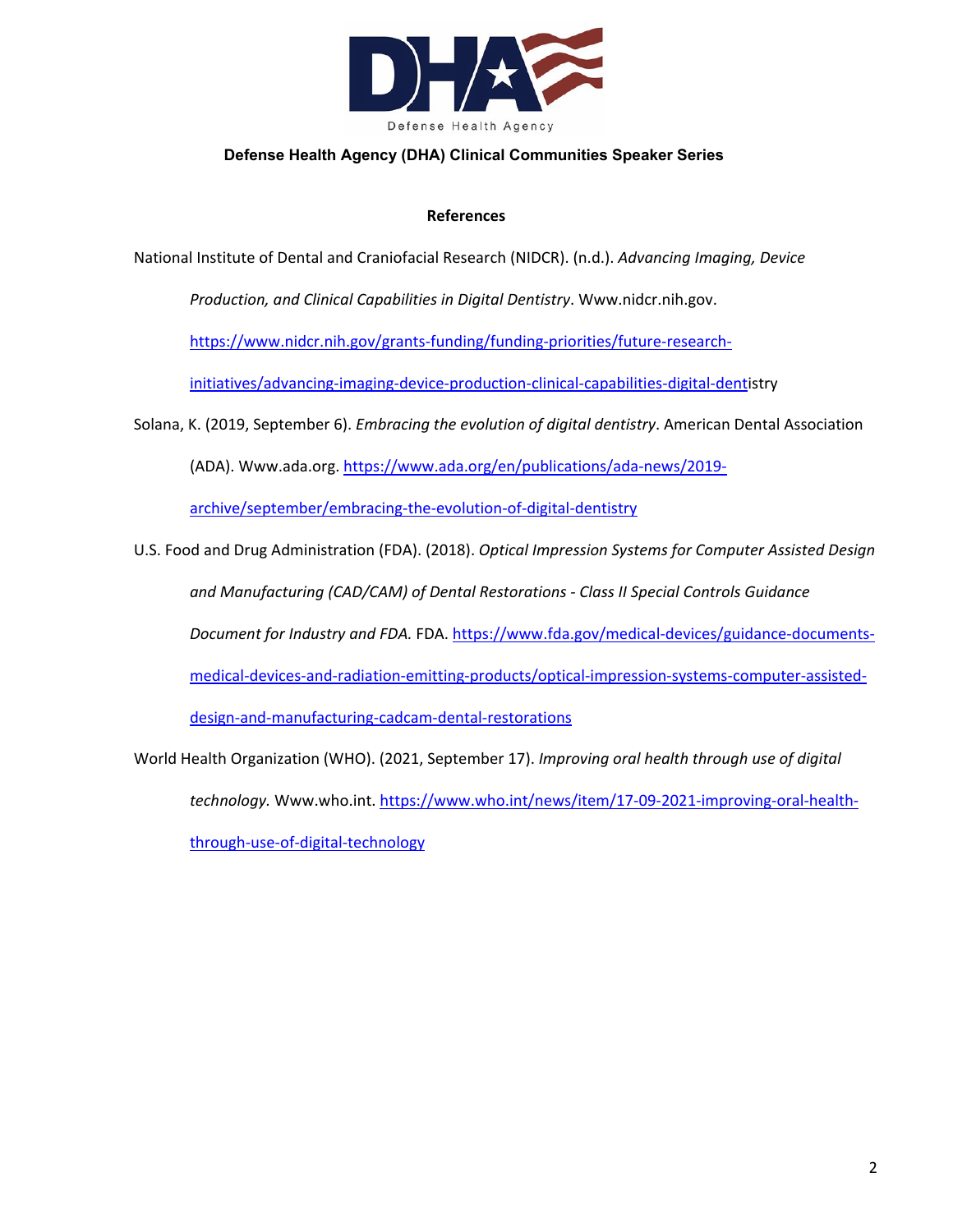Defense Health Agency

**Defense Health Agency (DHA) Clinical Communities Speaker Series**

**References**

National Institute of Dental and Craniofacial Research (NIDCR). (n.d.). *Advancing Imaging, Device Production, and Clinical Capabilities in Digital Dentistry*. Www.nidcr.nih.gov. https://www.nidcr.nih.gov/grants-funding/funding-priorities/future-research-initiatives/advancing-imaging-device-production-clinical-capabilities-digital-dentistry

Solana, K. (2019, September 6). *Embracing the evolution of digital dentistry*. American Dental Association (ADA). Www.ada.org. https://www.ada.org/en/publications/ada-news/2019-archive/september/embracing-the-evolution-of-digital-dentistry

U.S. Food and Drug Administration (FDA). (2018). *Optical Impression Systems for Computer Assisted Design and Manufacturing (CAD/CAM) of Dental Restorations - Class II Special Controls Guidance Document for Industry and FDA.* FDA. https://www.fda.gov/medical-devices/guidance-documents-medical-devices-and-radiation-emitting-products/optical-impression-systems-computer-assisted-design-and-manufacturing-cadcam-dental-restorations

World Health Organization (WHO). (2021, September 17). *Improving oral health through use of digital technology.* Www.who.int. https://www.who.int/news/item/17-09-2021-improving-oral-health-through-use-of-digital-technology